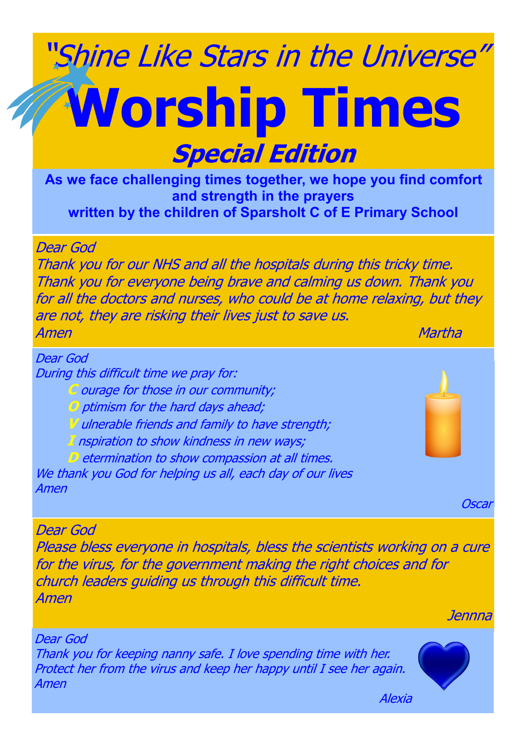*"Shine Like Stars in the Universe"*

# Worship Times

## *Special Edition*

**As we face challenging times together, we hope you find comfort and strength in the prayers written by the children of Sparsholt C of E Primary School**

*Dear God*
*Thank you for our NHS and all the hospitals during this tricky time. Thank you for everyone being brave and calming us down. Thank you for all the doctors and nurses, who could be at home relaxing, but they are not, they are risking their lives just to save us.*
*Amen*

*Martha*

*Dear God*
*During this difficult time we pray for:*

- ***C** ourage for those in our community;*
- ***O** ptimism for the hard days ahead;*
- ***V** ulnerable friends and family to have strength;*
- ***I** nspiration to show kindness in new ways;*
- ***D** etermination to show compassion at all times.*

*We thank you God for helping us all, each day of our lives*
*Amen*

*Oscar*

*Dear God*
*Please bless everyone in hospitals, bless the scientists working on a cure for the virus, for the government making the right choices and for church leaders guiding us through this difficult time.*
*Amen*

*Jennna*

*Dear God*
*Thank you for keeping nanny safe. I love spending time with her. Protect her from the virus and keep her happy until I see her again.*
*Amen*

*Alexia*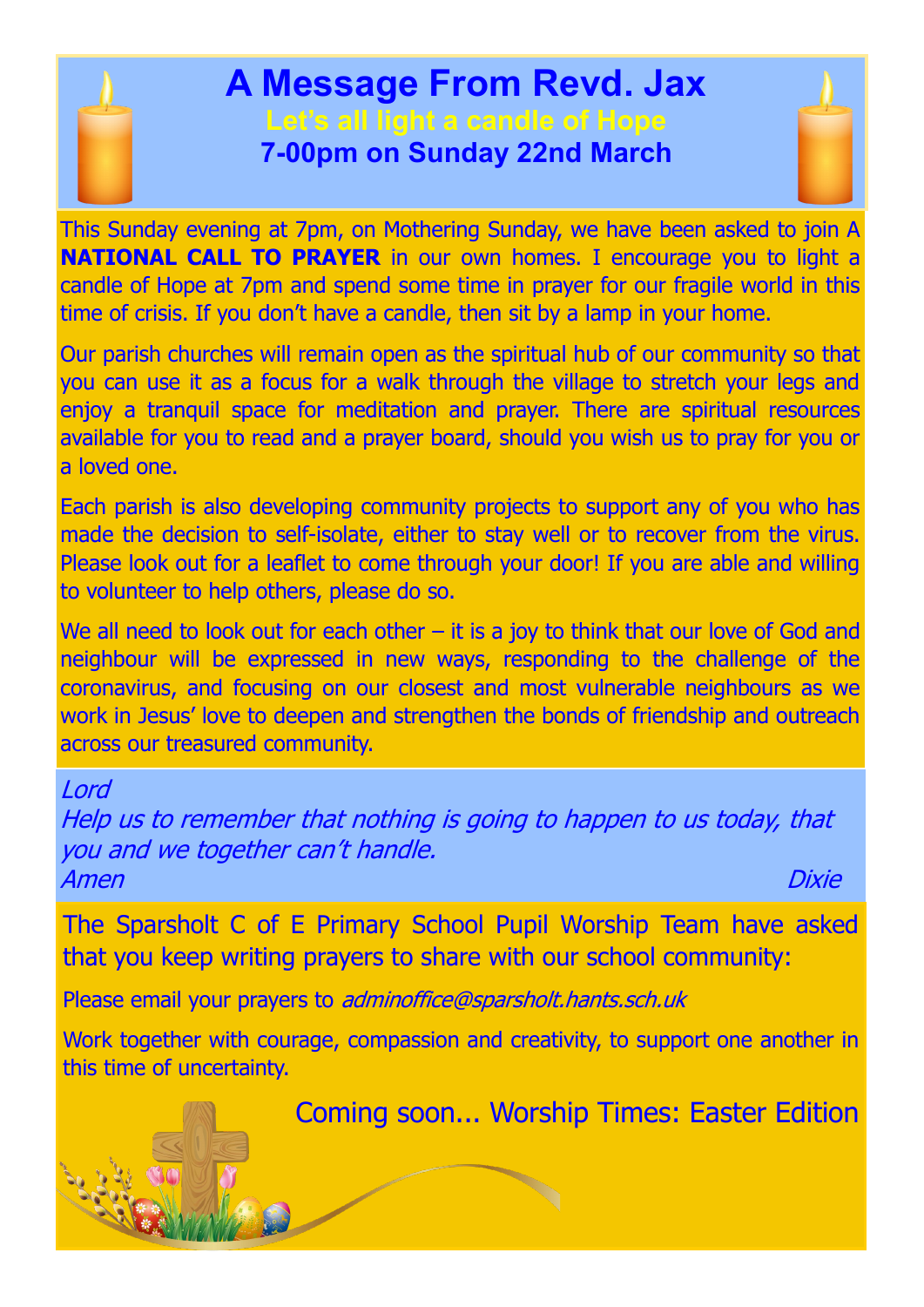# A Message From Revd. Jax

## Let's all light a candle of Hope

## 7-00pm on Sunday 22nd March

This Sunday evening at 7pm, on Mothering Sunday, we have been asked to join A **NATIONAL CALL TO PRAYER** in our own homes. I encourage you to light a candle of Hope at 7pm and spend some time in prayer for our fragile world in this time of crisis. If you don't have a candle, then sit by a lamp in your home.

Our parish churches will remain open as the spiritual hub of our community so that you can use it as a focus for a walk through the village to stretch your legs and enjoy a tranquil space for meditation and prayer. There are spiritual resources available for you to read and a prayer board, should you wish us to pray for you or a loved one.

Each parish is also developing community projects to support any of you who has made the decision to self-isolate, either to stay well or to recover from the virus. Please look out for a leaflet to come through your door! If you are able and willing to volunteer to help others, please do so.

We all need to look out for each other – it is a joy to think that our love of God and neighbour will be expressed in new ways, responding to the challenge of the coronavirus, and focusing on our closest and most vulnerable neighbours as we work in Jesus' love to deepen and strengthen the bonds of friendship and outreach across our treasured community.

*Lord*
*Help us to remember that nothing is going to happen to us today, that you and we together can't handle.*
*Amen*

*Dixie*

The Sparsholt C of E Primary School Pupil Worship Team have asked that you keep writing prayers to share with our school community:

Please email your prayers to *adminoffice@sparsholt.hants.sch.uk*

Work together with courage, compassion and creativity, to support one another in this time of uncertainty.

Coming soon... Worship Times: Easter Edition